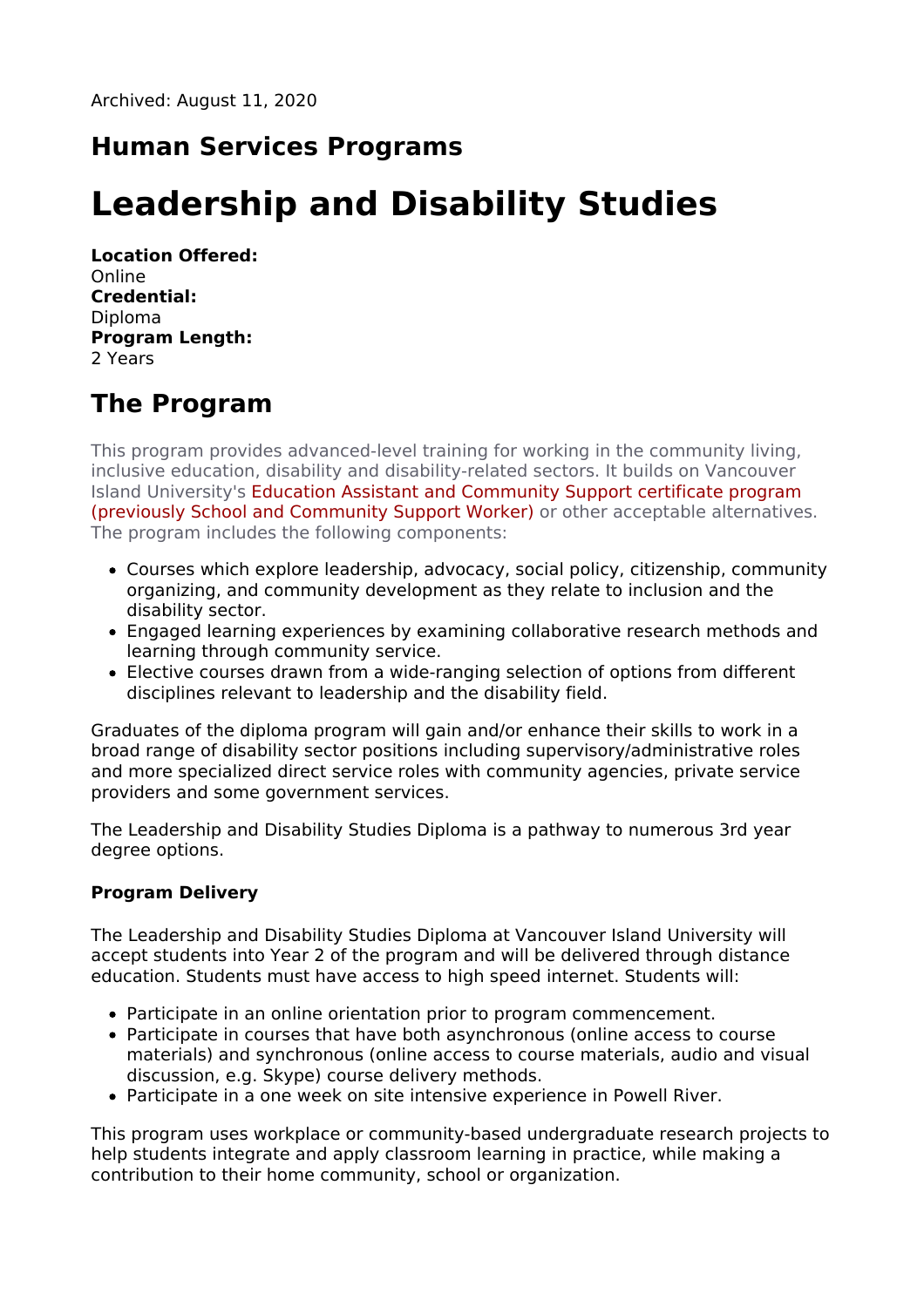Archived: August 11, 2020

## Human Services Programs

# Leadership and Disability Studies

**Location Offered:**
Online
**Credential:**
Diploma
**Program Length:**
2 Years

## The Program

This program provides advanced-level training for working in the community living, inclusive education, disability and disability-related sectors. It builds on Vancouver Island University's Education Assistant and Community Support certificate program (previously School and Community Support Worker) or other acceptable alternatives. The program includes the following components:

- Courses which explore leadership, advocacy, social policy, citizenship, community organizing, and community development as they relate to inclusion and the disability sector.
- Engaged learning experiences by examining collaborative research methods and learning through community service.
- Elective courses drawn from a wide-ranging selection of options from different disciplines relevant to leadership and the disability field.

Graduates of the diploma program will gain and/or enhance their skills to work in a broad range of disability sector positions including supervisory/administrative roles and more specialized direct service roles with community agencies, private service providers and some government services.

The Leadership and Disability Studies Diploma is a pathway to numerous 3rd year degree options.

### Program Delivery

The Leadership and Disability Studies Diploma at Vancouver Island University will accept students into Year 2 of the program and will be delivered through distance education. Students must have access to high speed internet. Students will:

- Participate in an online orientation prior to program commencement.
- Participate in courses that have both asynchronous (online access to course materials) and synchronous (online access to course materials, audio and visual discussion, e.g. Skype) course delivery methods.
- Participate in a one week on site intensive experience in Powell River.

This program uses workplace or community-based undergraduate research projects to help students integrate and apply classroom learning in practice, while making a contribution to their home community, school or organization.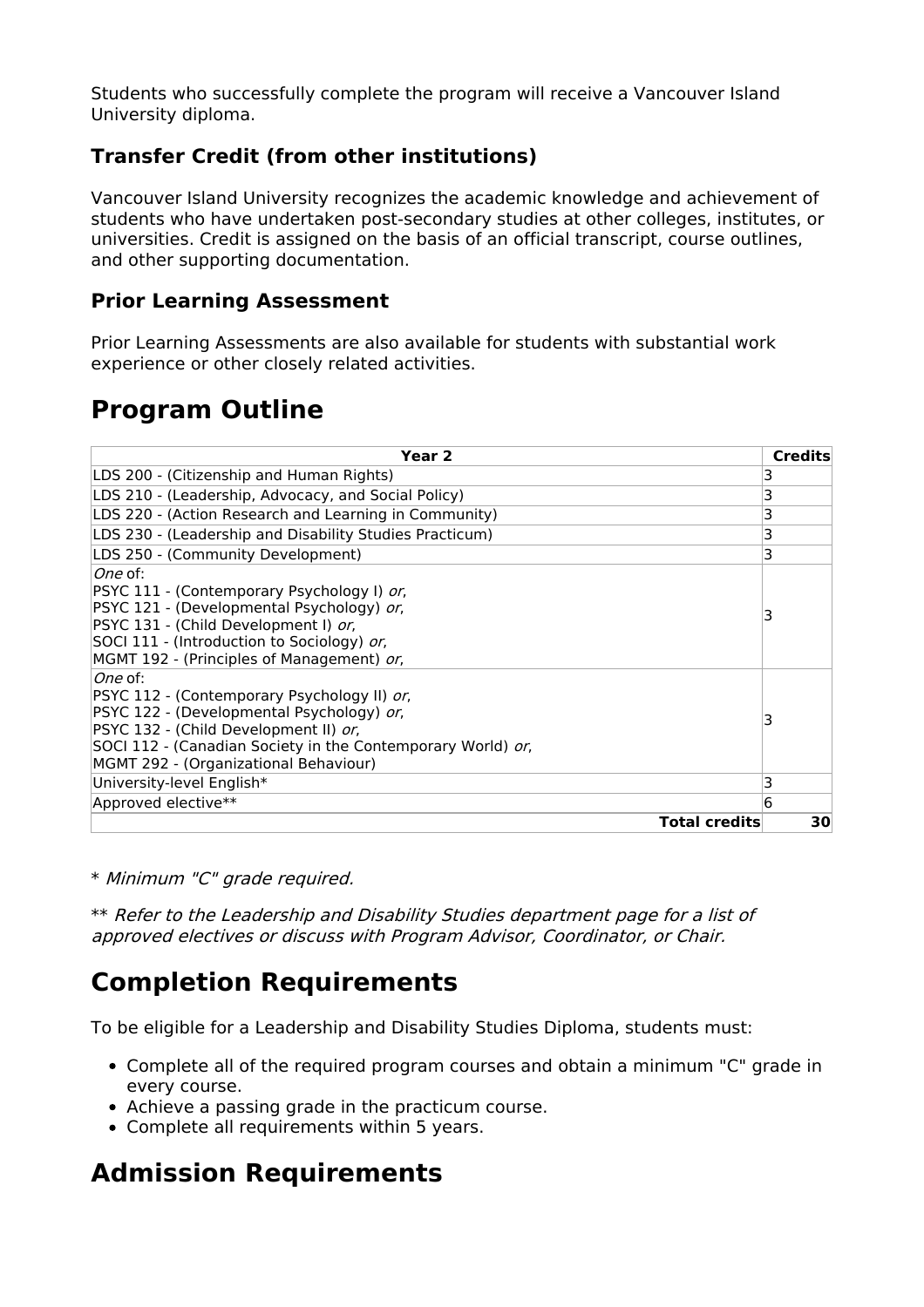Students who successfully complete the program will receive a Vancouver Island University diploma.

### Transfer Credit (from other institutions)

Vancouver Island University recognizes the academic knowledge and achievement of students who have undertaken post-secondary studies at other colleges, institutes, or universities. Credit is assigned on the basis of an official transcript, course outlines, and other supporting documentation.

### Prior Learning Assessment

Prior Learning Assessments are also available for students with substantial work experience or other closely related activities.

## Program Outline

| Year 2 | Credits |
|---|---|
| LDS 200 - (Citizenship and Human Rights) | 3 |
| LDS 210 - (Leadership, Advocacy, and Social Policy) | 3 |
| LDS 220 - (Action Research and Learning in Community) | 3 |
| LDS 230 - (Leadership and Disability Studies Practicum) | 3 |
| LDS 250 - (Community Development) | 3 |
| *One* of:<br>PSYC 111 - (Contemporary Psychology I) *or*,<br>PSYC 121 - (Developmental Psychology) *or*,<br>PSYC 131 - (Child Development I) *or*,<br>SOCI 111 - (Introduction to Sociology) *or*,<br>MGMT 192 - (Principles of Management) *or*, | 3 |
| *One* of:<br>PSYC 112 - (Contemporary Psychology II) *or*,<br>PSYC 122 - (Developmental Psychology) *or*,<br>PSYC 132 - (Child Development II) *or*,<br>SOCI 112 - (Canadian Society in the Contemporary World) *or*,<br>MGMT 292 - (Organizational Behaviour) | 3 |
| University-level English* | 3 |
| Approved elective** | 6 |
| **Total credits** | **30** |

* *Minimum "C" grade required.*

** *Refer to the Leadership and Disability Studies department page for a list of approved electives or discuss with Program Advisor, Coordinator, or Chair.*

## Completion Requirements

To be eligible for a Leadership and Disability Studies Diploma, students must:

- Complete all of the required program courses and obtain a minimum "C" grade in every course.
- Achieve a passing grade in the practicum course.
- Complete all requirements within 5 years.

## Admission Requirements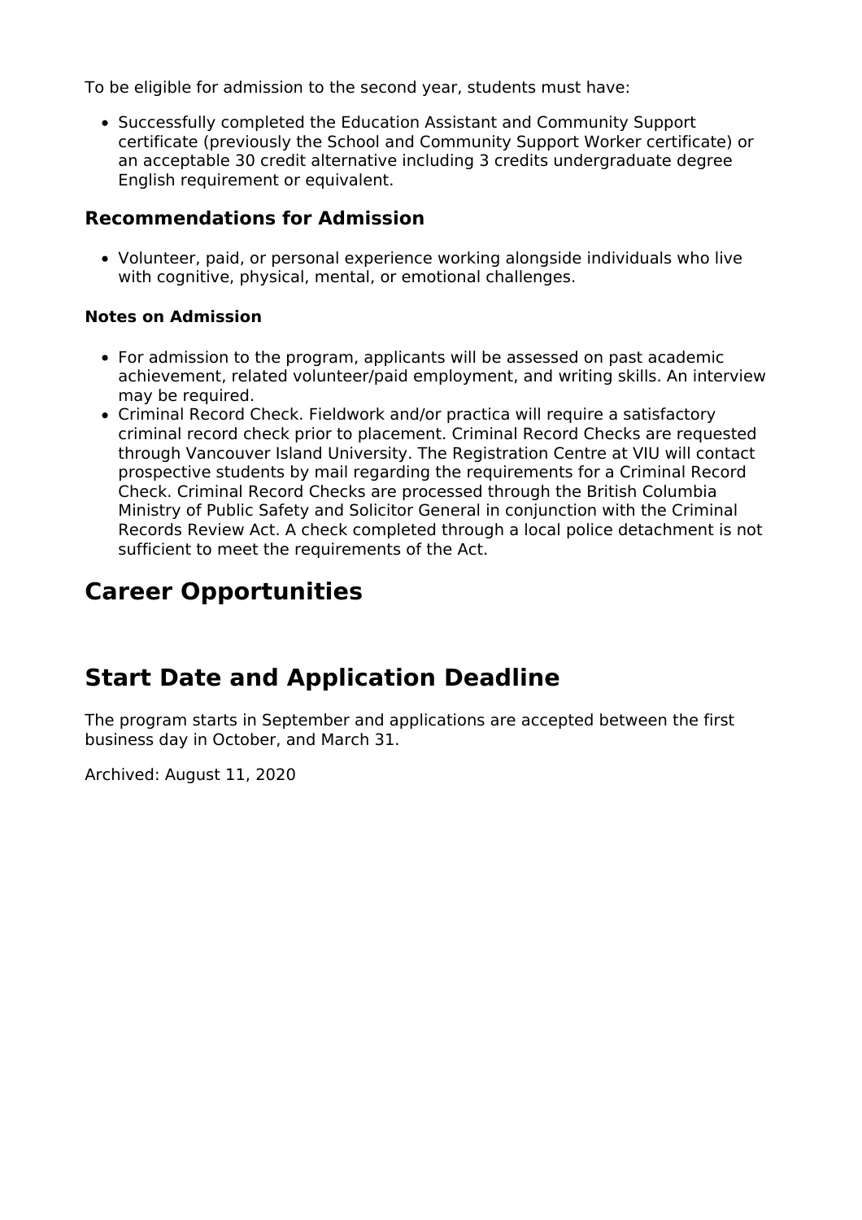To be eligible for admission to the second year, students must have:

- Successfully completed the Education Assistant and Community Support certificate (previously the School and Community Support Worker certificate) or an acceptable 30 credit alternative including 3 credits undergraduate degree English requirement or equivalent.

### Recommendations for Admission

- Volunteer, paid, or personal experience working alongside individuals who live with cognitive, physical, mental, or emotional challenges.

#### Notes on Admission

- For admission to the program, applicants will be assessed on past academic achievement, related volunteer/paid employment, and writing skills. An interview may be required.
- Criminal Record Check. Fieldwork and/or practica will require a satisfactory criminal record check prior to placement. Criminal Record Checks are requested through Vancouver Island University. The Registration Centre at VIU will contact prospective students by mail regarding the requirements for a Criminal Record Check. Criminal Record Checks are processed through the British Columbia Ministry of Public Safety and Solicitor General in conjunction with the Criminal Records Review Act. A check completed through a local police detachment is not sufficient to meet the requirements of the Act.

## Career Opportunities

## Start Date and Application Deadline

The program starts in September and applications are accepted between the first business day in October, and March 31.

Archived: August 11, 2020